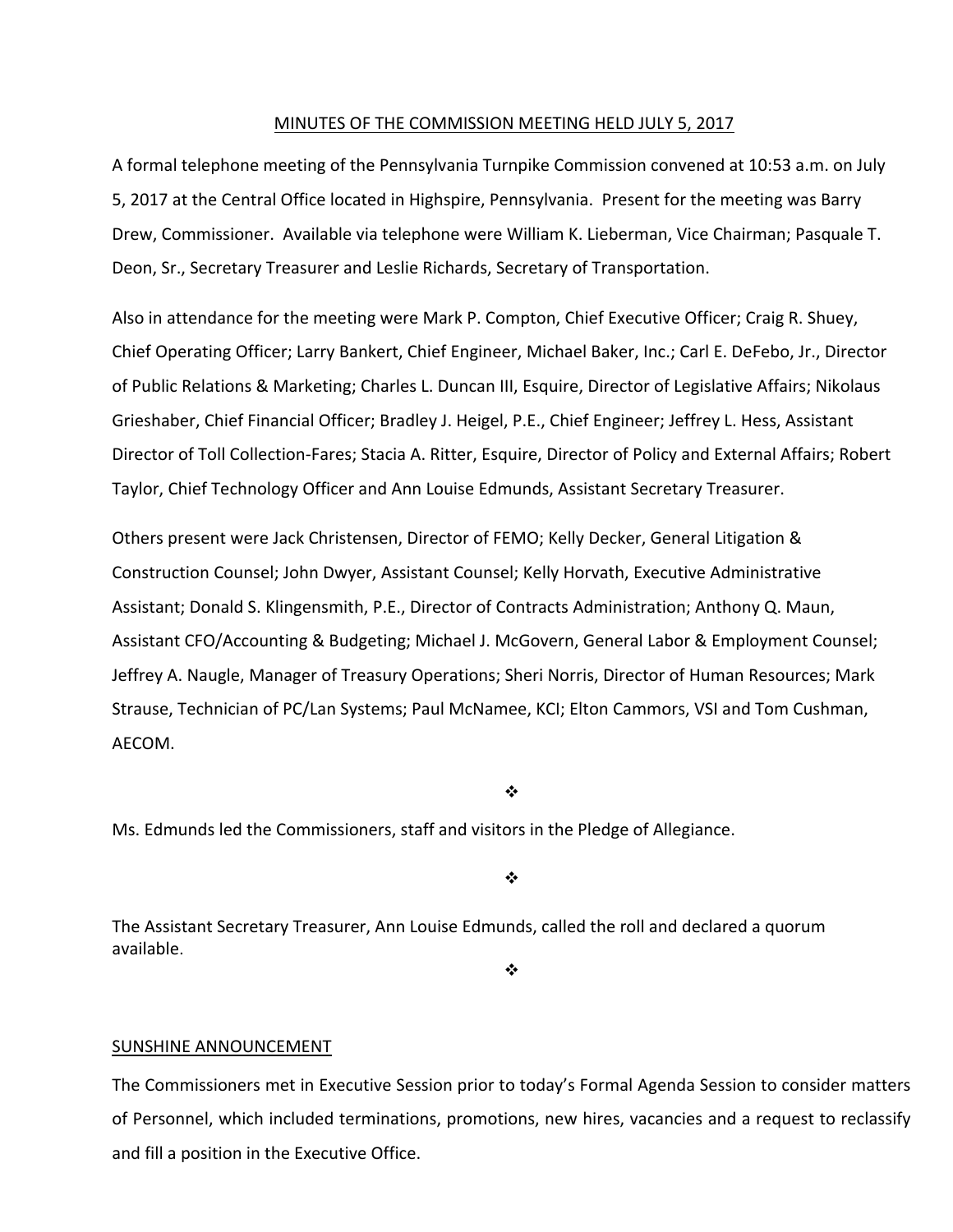# MINUTES OF THE COMMISSION MEETING HELD JULY 5, 2017

A formal telephone meeting of the Pennsylvania Turnpike Commission convened at 10:53 a.m. on July 5, 2017 at the Central Office located in Highspire, Pennsylvania. Present for the meeting was Barry Drew, Commissioner. Available via telephone were William K. Lieberman, Vice Chairman; Pasquale T. Deon, Sr., Secretary Treasurer and Leslie Richards, Secretary of Transportation.

Also in attendance for the meeting were Mark P. Compton, Chief Executive Officer; Craig R. Shuey, Chief Operating Officer; Larry Bankert, Chief Engineer, Michael Baker, Inc.; Carl E. DeFebo, Jr., Director of Public Relations & Marketing; Charles L. Duncan III, Esquire, Director of Legislative Affairs; Nikolaus Grieshaber, Chief Financial Officer; Bradley J. Heigel, P.E., Chief Engineer; Jeffrey L. Hess, Assistant Director of Toll Collection-Fares; Stacia A. Ritter, Esquire, Director of Policy and External Affairs; Robert Taylor, Chief Technology Officer and Ann Louise Edmunds, Assistant Secretary Treasurer.

Others present were Jack Christensen, Director of FEMO; Kelly Decker, General Litigation & Construction Counsel; John Dwyer, Assistant Counsel; Kelly Horvath, Executive Administrative Assistant; Donald S. Klingensmith, P.E., Director of Contracts Administration; Anthony Q. Maun, Assistant CFO/Accounting & Budgeting; Michael J. McGovern, General Labor & Employment Counsel; Jeffrey A. Naugle, Manager of Treasury Operations; Sheri Norris, Director of Human Resources; Mark Strause, Technician of PC/Lan Systems; Paul McNamee, KCI; Elton Cammors, VSI and Tom Cushman, AECOM.

❖

Ms. Edmunds led the Commissioners, staff and visitors in the Pledge of Allegiance.

❖

The Assistant Secretary Treasurer, Ann Louise Edmunds, called the roll and declared a quorum available.

❖

## SUNSHINE ANNOUNCEMENT

The Commissioners met in Executive Session prior to today's Formal Agenda Session to consider matters of Personnel, which included terminations, promotions, new hires, vacancies and a request to reclassify and fill a position in the Executive Office.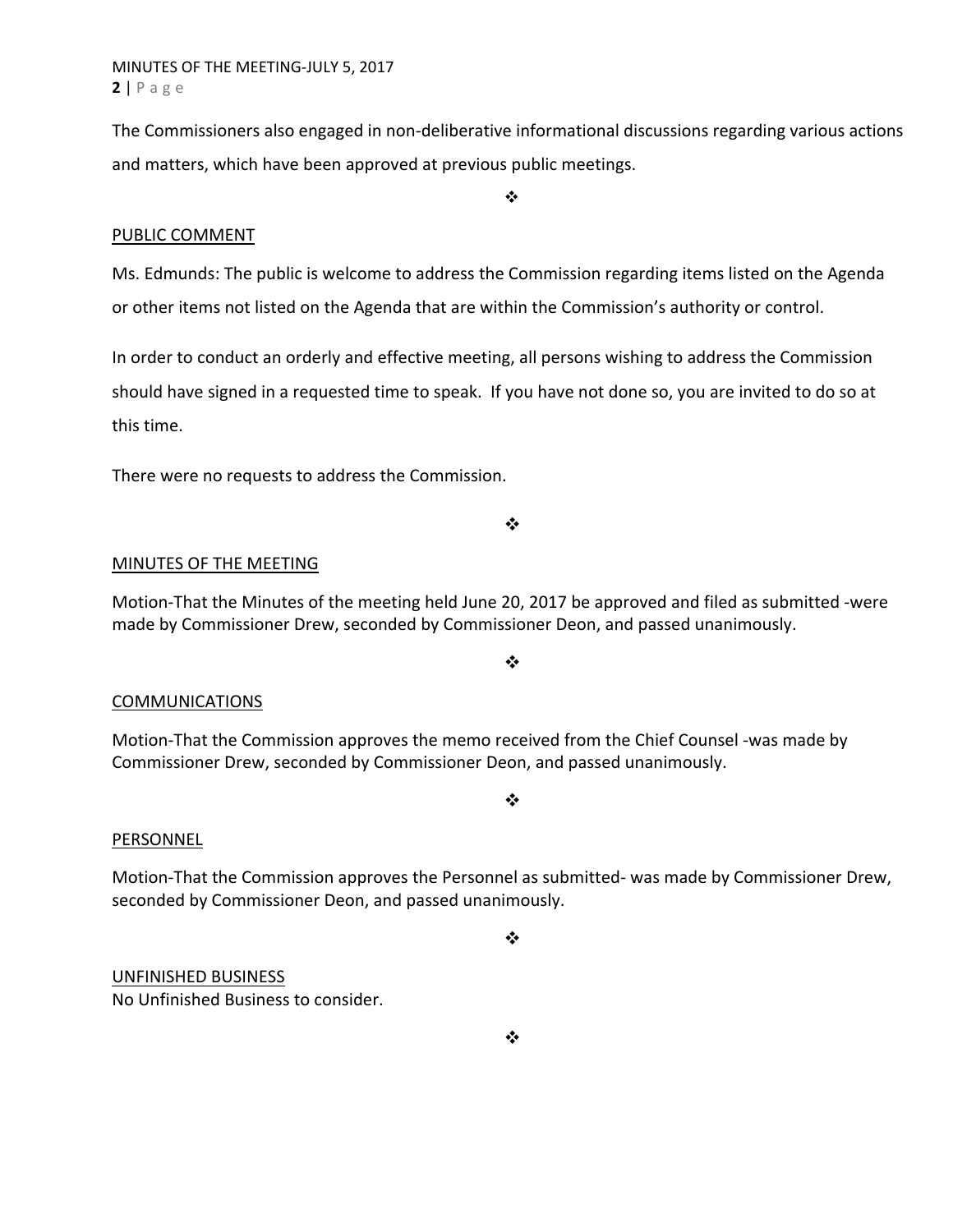The Commissioners also engaged in non-deliberative informational discussions regarding various actions and matters, which have been approved at previous public meetings.

❖

## PUBLIC COMMENT

Ms. Edmunds: The public is welcome to address the Commission regarding items listed on the Agenda or other items not listed on the Agenda that are within the Commission's authority or control.

In order to conduct an orderly and effective meeting, all persons wishing to address the Commission should have signed in a requested time to speak. If you have not done so, you are invited to do so at this time.

There were no requests to address the Commission.

❖

## MINUTES OF THE MEETING

Motion-That the Minutes of the meeting held June 20, 2017 be approved and filed as submitted -were made by Commissioner Drew, seconded by Commissioner Deon, and passed unanimously.

❖

## COMMUNICATIONS

Motion-That the Commission approves the memo received from the Chief Counsel -was made by Commissioner Drew, seconded by Commissioner Deon, and passed unanimously.

❖

## PERSONNEL

Motion-That the Commission approves the Personnel as submitted- was made by Commissioner Drew, seconded by Commissioner Deon, and passed unanimously.

❖

## UNFINISHED BUSINESS

No Unfinished Business to consider.

❖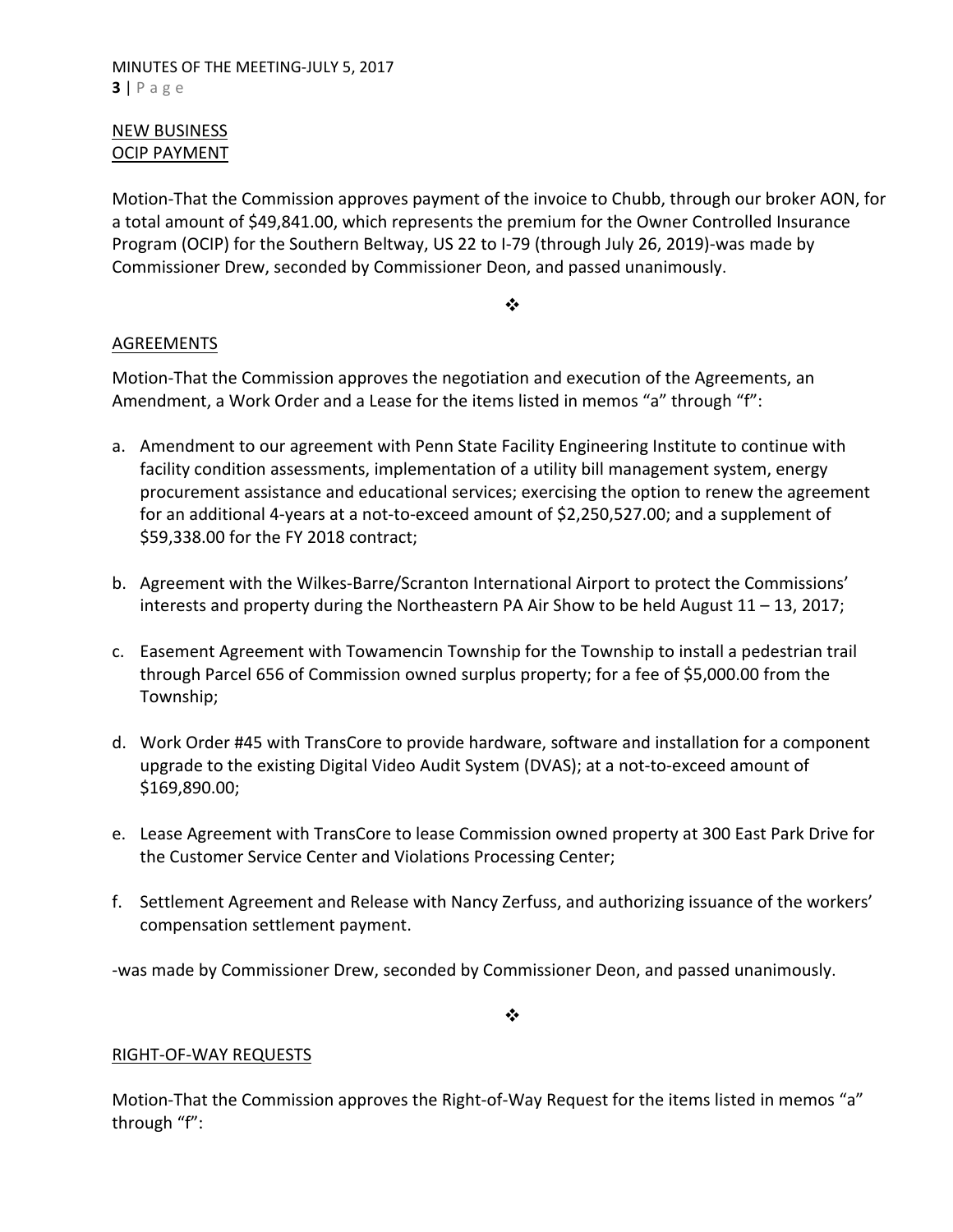## NEW BUSINESS

### OCIP PAYMENT

Motion-That the Commission approves payment of the invoice to Chubb, through our broker AON, for a total amount of $49,841.00, which represents the premium for the Owner Controlled Insurance Program (OCIP) for the Southern Beltway, US 22 to I-79 (through July 26, 2019)-was made by Commissioner Drew, seconded by Commissioner Deon, and passed unanimously.

❖

### AGREEMENTS

Motion-That the Commission approves the negotiation and execution of the Agreements, an Amendment, a Work Order and a Lease for the items listed in memos “a” through “f”:

a. Amendment to our agreement with Penn State Facility Engineering Institute to continue with facility condition assessments, implementation of a utility bill management system, energy procurement assistance and educational services; exercising the option to renew the agreement for an additional 4-years at a not-to-exceed amount of $2,250,527.00; and a supplement of $59,338.00 for the FY 2018 contract;

b. Agreement with the Wilkes-Barre/Scranton International Airport to protect the Commissions’ interests and property during the Northeastern PA Air Show to be held August 11 – 13, 2017;

c. Easement Agreement with Towamencin Township for the Township to install a pedestrian trail through Parcel 656 of Commission owned surplus property; for a fee of $5,000.00 from the Township;

d. Work Order #45 with TransCore to provide hardware, software and installation for a component upgrade to the existing Digital Video Audit System (DVAS); at a not-to-exceed amount of $169,890.00;

e. Lease Agreement with TransCore to lease Commission owned property at 300 East Park Drive for the Customer Service Center and Violations Processing Center;

f. Settlement Agreement and Release with Nancy Zerfuss, and authorizing issuance of the workers’ compensation settlement payment.

-was made by Commissioner Drew, seconded by Commissioner Deon, and passed unanimously.

❖

### RIGHT-OF-WAY REQUESTS

Motion-That the Commission approves the Right-of-Way Request for the items listed in memos “a” through “f”: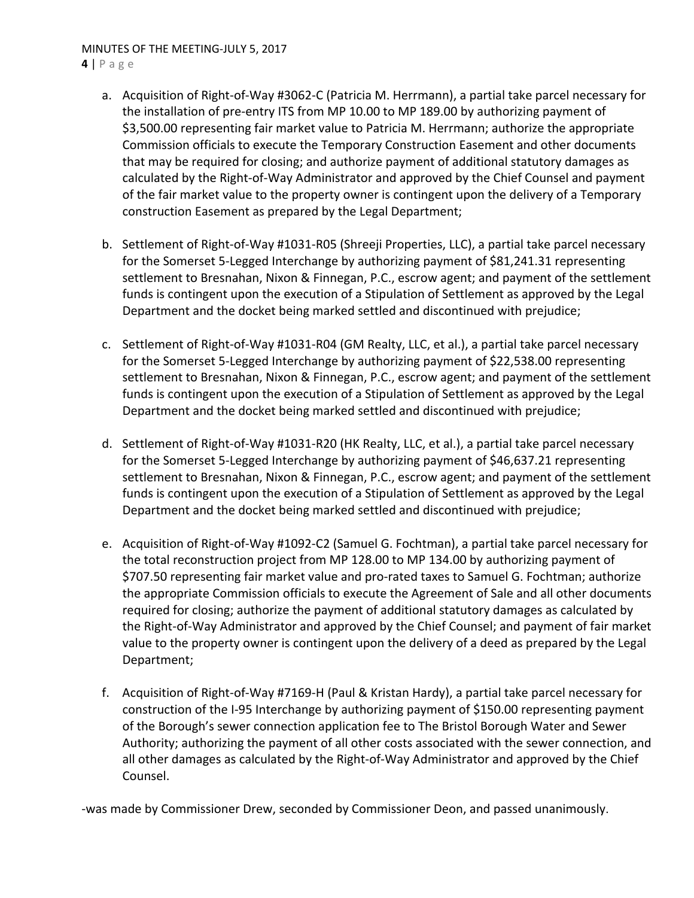a. Acquisition of Right-of-Way #3062-C (Patricia M. Herrmann), a partial take parcel necessary for the installation of pre-entry ITS from MP 10.00 to MP 189.00 by authorizing payment of $3,500.00 representing fair market value to Patricia M. Herrmann; authorize the appropriate Commission officials to execute the Temporary Construction Easement and other documents that may be required for closing; and authorize payment of additional statutory damages as calculated by the Right-of-Way Administrator and approved by the Chief Counsel and payment of the fair market value to the property owner is contingent upon the delivery of a Temporary construction Easement as prepared by the Legal Department;

b. Settlement of Right-of-Way #1031-R05 (Shreeji Properties, LLC), a partial take parcel necessary for the Somerset 5-Legged Interchange by authorizing payment of $81,241.31 representing settlement to Bresnahan, Nixon & Finnegan, P.C., escrow agent; and payment of the settlement funds is contingent upon the execution of a Stipulation of Settlement as approved by the Legal Department and the docket being marked settled and discontinued with prejudice;

c. Settlement of Right-of-Way #1031-R04 (GM Realty, LLC, et al.), a partial take parcel necessary for the Somerset 5-Legged Interchange by authorizing payment of $22,538.00 representing settlement to Bresnahan, Nixon & Finnegan, P.C., escrow agent; and payment of the settlement funds is contingent upon the execution of a Stipulation of Settlement as approved by the Legal Department and the docket being marked settled and discontinued with prejudice;

d. Settlement of Right-of-Way #1031-R20 (HK Realty, LLC, et al.), a partial take parcel necessary for the Somerset 5-Legged Interchange by authorizing payment of $46,637.21 representing settlement to Bresnahan, Nixon & Finnegan, P.C., escrow agent; and payment of the settlement funds is contingent upon the execution of a Stipulation of Settlement as approved by the Legal Department and the docket being marked settled and discontinued with prejudice;

e. Acquisition of Right-of-Way #1092-C2 (Samuel G. Fochtman), a partial take parcel necessary for the total reconstruction project from MP 128.00 to MP 134.00 by authorizing payment of $707.50 representing fair market value and pro-rated taxes to Samuel G. Fochtman; authorize the appropriate Commission officials to execute the Agreement of Sale and all other documents required for closing; authorize the payment of additional statutory damages as calculated by the Right-of-Way Administrator and approved by the Chief Counsel; and payment of fair market value to the property owner is contingent upon the delivery of a deed as prepared by the Legal Department;

f. Acquisition of Right-of-Way #7169-H (Paul & Kristan Hardy), a partial take parcel necessary for construction of the I-95 Interchange by authorizing payment of $150.00 representing payment of the Borough's sewer connection application fee to The Bristol Borough Water and Sewer Authority; authorizing the payment of all other costs associated with the sewer connection, and all other damages as calculated by the Right-of-Way Administrator and approved by the Chief Counsel.

-was made by Commissioner Drew, seconded by Commissioner Deon, and passed unanimously.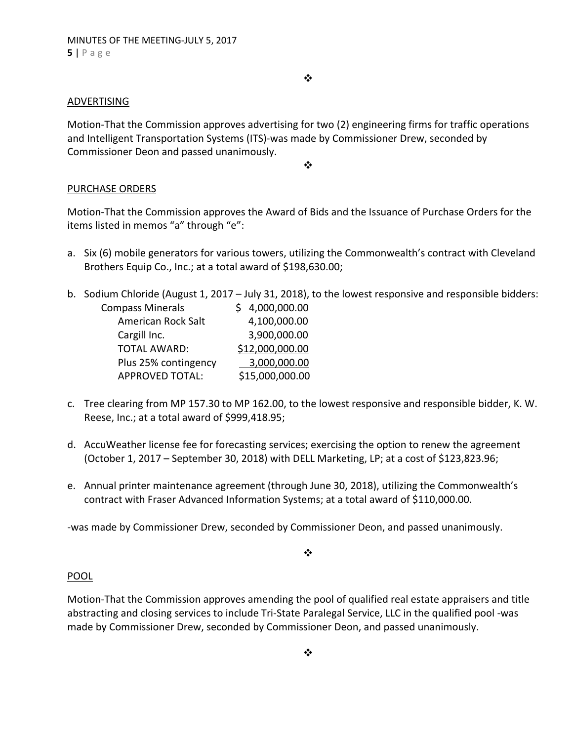❖

ADVERTISING

Motion-That the Commission approves advertising for two (2) engineering firms for traffic operations and Intelligent Transportation Systems (ITS)-was made by Commissioner Drew, seconded by Commissioner Deon and passed unanimously.

❖

PURCHASE ORDERS

Motion-That the Commission approves the Award of Bids and the Issuance of Purchase Orders for the items listed in memos "a" through "e":

a. Six (6) mobile generators for various towers, utilizing the Commonwealth's contract with Cleveland Brothers Equip Co., Inc.; at a total award of $198,630.00;

b. Sodium Chloride (August 1, 2017 – July 31, 2018), to the lowest responsive and responsible bidders:

| | |
|---|---|
| Compass Minerals | $ 4,000,000.00 |
| American Rock Salt | 4,100,000.00 |
| Cargill Inc. | 3,900,000.00 |
| TOTAL AWARD: | $12,000,000.00 |
| Plus 25% contingency | 3,000,000.00 |
| APPROVED TOTAL: | $15,000,000.00 |

c. Tree clearing from MP 157.30 to MP 162.00, to the lowest responsive and responsible bidder, K. W. Reese, Inc.; at a total award of $999,418.95;

d. AccuWeather license fee for forecasting services; exercising the option to renew the agreement (October 1, 2017 – September 30, 2018) with DELL Marketing, LP; at a cost of $123,823.96;

e. Annual printer maintenance agreement (through June 30, 2018), utilizing the Commonwealth's contract with Fraser Advanced Information Systems; at a total award of $110,000.00.

-was made by Commissioner Drew, seconded by Commissioner Deon, and passed unanimously.

❖

POOL

Motion-That the Commission approves amending the pool of qualified real estate appraisers and title abstracting and closing services to include Tri-State Paralegal Service, LLC in the qualified pool -was made by Commissioner Drew, seconded by Commissioner Deon, and passed unanimously.

❖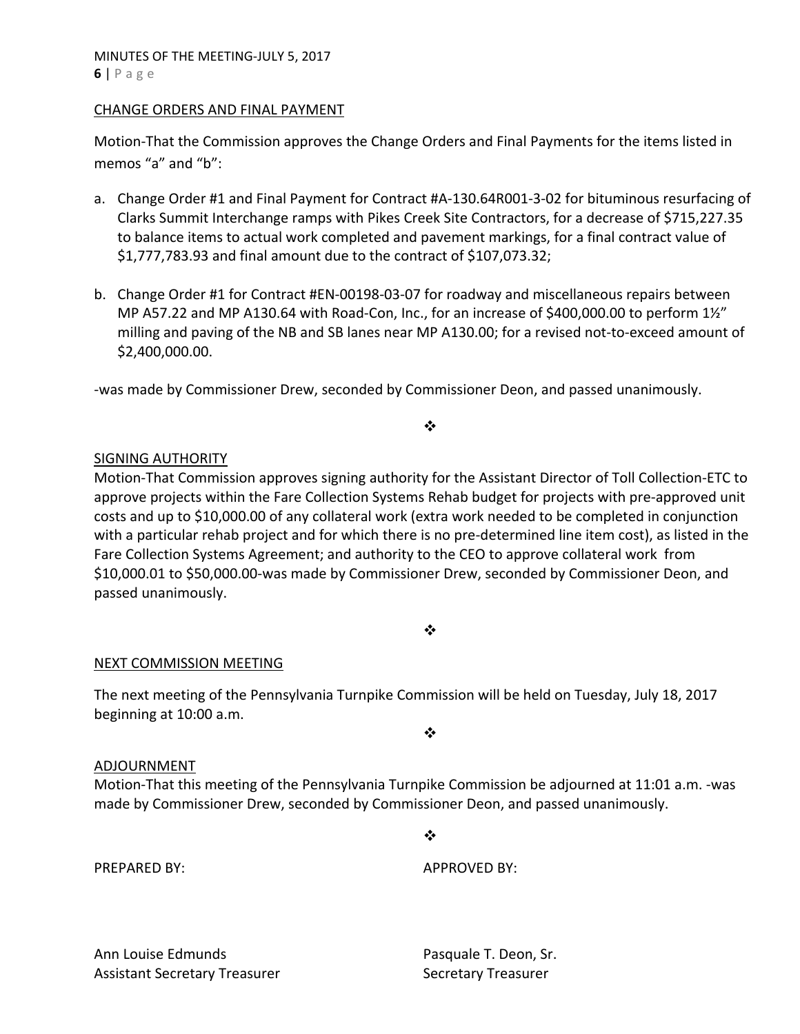CHANGE ORDERS AND FINAL PAYMENT

Motion-That the Commission approves the Change Orders and Final Payments for the items listed in memos "a" and "b":

a. Change Order #1 and Final Payment for Contract #A-130.64R001-3-02 for bituminous resurfacing of Clarks Summit Interchange ramps with Pikes Creek Site Contractors, for a decrease of $715,227.35 to balance items to actual work completed and pavement markings, for a final contract value of $1,777,783.93 and final amount due to the contract of $107,073.32;

b. Change Order #1 for Contract #EN-00198-03-07 for roadway and miscellaneous repairs between MP A57.22 and MP A130.64 with Road-Con, Inc., for an increase of $400,000.00 to perform 1½" milling and paving of the NB and SB lanes near MP A130.00; for a revised not-to-exceed amount of $2,400,000.00.

-was made by Commissioner Drew, seconded by Commissioner Deon, and passed unanimously.

❖

SIGNING AUTHORITY

Motion-That Commission approves signing authority for the Assistant Director of Toll Collection-ETC to approve projects within the Fare Collection Systems Rehab budget for projects with pre-approved unit costs and up to $10,000.00 of any collateral work (extra work needed to be completed in conjunction with a particular rehab project and for which there is no pre-determined line item cost), as listed in the Fare Collection Systems Agreement; and authority to the CEO to approve collateral work from $10,000.01 to $50,000.00-was made by Commissioner Drew, seconded by Commissioner Deon, and passed unanimously.

❖

NEXT COMMISSION MEETING

The next meeting of the Pennsylvania Turnpike Commission will be held on Tuesday, July 18, 2017 beginning at 10:00 a.m.

❖

ADJOURNMENT

Motion-That this meeting of the Pennsylvania Turnpike Commission be adjourned at 11:01 a.m. -was made by Commissioner Drew, seconded by Commissioner Deon, and passed unanimously.

❖

PREPARED BY: APPROVED BY:

Ann Louise Edmunds
Assistant Secretary Treasurer

Pasquale T. Deon, Sr.
Secretary Treasurer